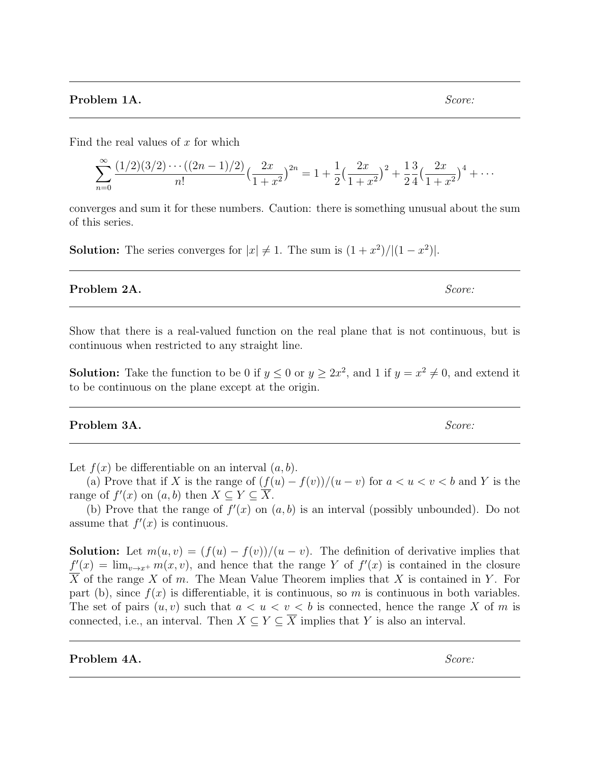**Problem 1A.** *Score:*

Find the real values of $x$ for which

$$\sum_{n=0}^{\infty} \frac{(1/2)(3/2)\cdots((2n-1)/2)}{n!}\Big(\frac{2x}{1+x^2}\Big)^{2n} = 1 + \frac{1}{2}\Big(\frac{2x}{1+x^2}\Big)^2 + \frac{1}{2}\frac{3}{4}\Big(\frac{2x}{1+x^2}\Big)^4 + \cdots$$

converges and sum it for these numbers. Caution: there is something unusual about the sum of this series.

**Solution:** The series converges for $|x| \neq 1$. The sum is $(1+x^2)/|(1-x^2)|$.

**Problem 2A.** *Score:*

Show that there is a real-valued function on the real plane that is not continuous, but is continuous when restricted to any straight line.

**Solution:** Take the function to be 0 if $y \leq 0$ or $y \geq 2x^2$, and 1 if $y = x^2 \neq 0$, and extend it to be continuous on the plane except at the origin.

**Problem 3A.** *Score:*

Let $f(x)$ be differentiable on an interval $(a, b)$.

(a) Prove that if $X$ is the range of $(f(u) - f(v))/(u - v)$ for $a < u < v < b$ and $Y$ is the range of $f'(x)$ on $(a, b)$ then $X \subseteq Y \subseteq \overline{X}$.

(b) Prove that the range of $f'(x)$ on $(a, b)$ is an interval (possibly unbounded). Do not assume that $f'(x)$ is continuous.

**Solution:** Let $m(u, v) = (f(u) - f(v))/(u - v)$. The definition of derivative implies that $f'(x) = \lim_{v \to x^+} m(x, v)$, and hence that the range $Y$ of $f'(x)$ is contained in the closure $\overline{X}$ of the range $X$ of $m$. The Mean Value Theorem implies that $X$ is contained in $Y$. For part (b), since $f(x)$ is differentiable, it is continuous, so $m$ is continuous in both variables. The set of pairs $(u, v)$ such that $a < u < v < b$ is connected, hence the range $X$ of $m$ is connected, i.e., an interval. Then $X \subseteq Y \subseteq \overline{X}$ implies that $Y$ is also an interval.

**Problem 4A.** *Score:*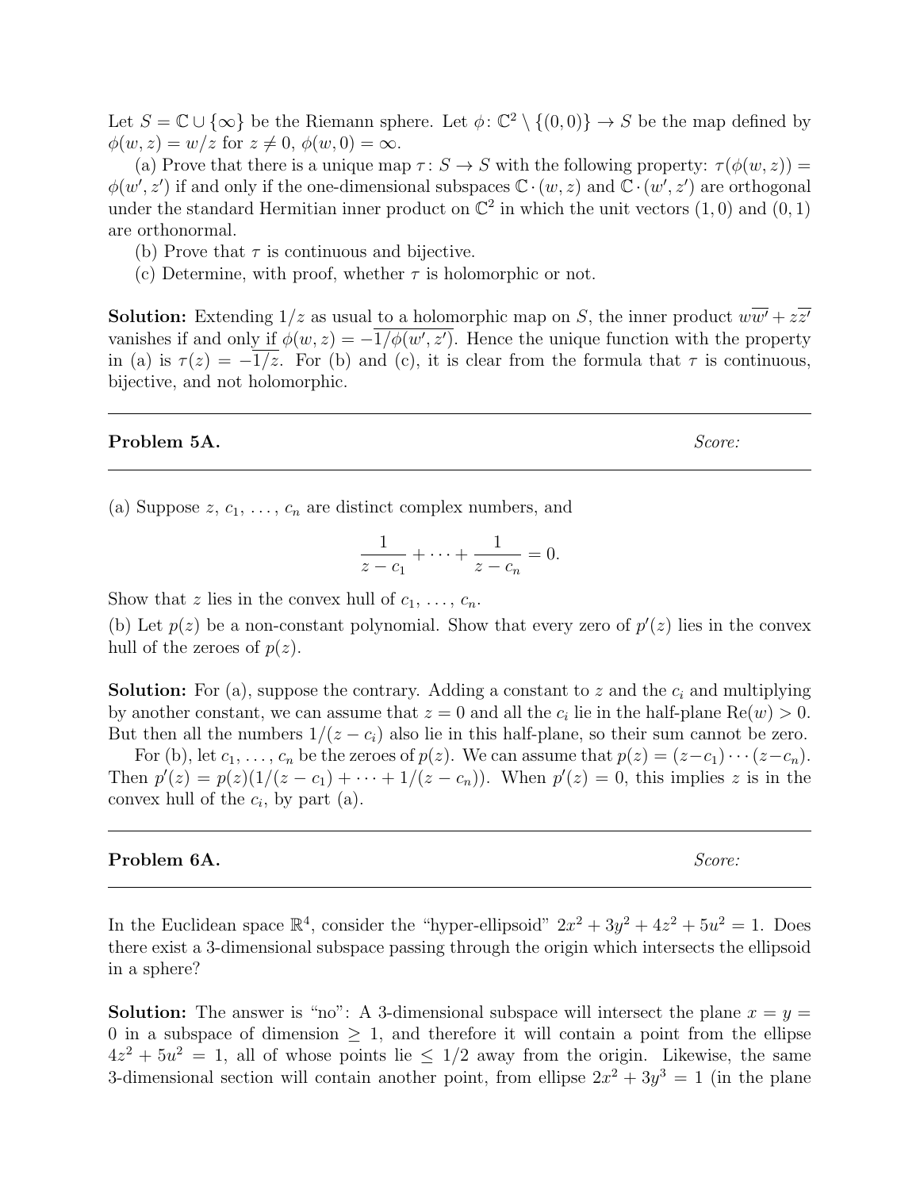Let $S = \mathbb{C} \cup \{\infty\}$ be the Riemann sphere. Let $\phi\colon \mathbb{C}^2 \setminus \{(0,0)\} \to S$ be the map defined by $\phi(w, z) = w/z$ for $z \neq 0$, $\phi(w, 0) = \infty$.

(a) Prove that there is a unique map $\tau\colon S \to S$ with the following property: $\tau(\phi(w, z)) = \phi(w', z')$ if and only if the one-dimensional subspaces $\mathbb{C} \cdot (w, z)$ and $\mathbb{C} \cdot (w', z')$ are orthogonal under the standard Hermitian inner product on $\mathbb{C}^2$ in which the unit vectors $(1, 0)$ and $(0, 1)$ are orthonormal.

(b) Prove that $\tau$ is continuous and bijective.

(c) Determine, with proof, whether $\tau$ is holomorphic or not.

**Solution:** Extending $1/z$ as usual to a holomorphic map on $S$, the inner product $w\overline{w'} + z\overline{z'}$ vanishes if and only if $\phi(w, z) = -\overline{1/\phi(w', z')}$. Hence the unique function with the property in (a) is $\tau(z) = -\overline{1/z}$. For (b) and (c), it is clear from the formula that $\tau$ is continuous, bijective, and not holomorphic.

---

**Problem 5A.** *Score:*

---

(a) Suppose $z$, $c_1$, ..., $c_n$ are distinct complex numbers, and

$$\frac{1}{z - c_1} + \cdots + \frac{1}{z - c_n} = 0.$$

Show that $z$ lies in the convex hull of $c_1$, ..., $c_n$.

(b) Let $p(z)$ be a non-constant polynomial. Show that every zero of $p'(z)$ lies in the convex hull of the zeroes of $p(z)$.

**Solution:** For (a), suppose the contrary. Adding a constant to $z$ and the $c_i$ and multiplying by another constant, we can assume that $z = 0$ and all the $c_i$ lie in the half-plane $\mathrm{Re}(w) > 0$. But then all the numbers $1/(z - c_i)$ also lie in this half-plane, so their sum cannot be zero.

For (b), let $c_1$, ..., $c_n$ be the zeroes of $p(z)$. We can assume that $p(z) = (z - c_1) \cdots (z - c_n)$. Then $p'(z) = p(z)(1/(z - c_1) + \cdots + 1/(z - c_n))$. When $p'(z) = 0$, this implies $z$ is in the convex hull of the $c_i$, by part (a).

---

**Problem 6A.** *Score:*

---

In the Euclidean space $\mathbb{R}^4$, consider the "hyper-ellipsoid" $2x^2 + 3y^2 + 4z^2 + 5u^2 = 1$. Does there exist a 3-dimensional subspace passing through the origin which intersects the ellipsoid in a sphere?

**Solution:** The answer is "no": A 3-dimensional subspace will intersect the plane $x = y = 0$ in a subspace of dimension $\geq 1$, and therefore it will contain a point from the ellipse $4z^2 + 5u^2 = 1$, all of whose points lie $\leq 1/2$ away from the origin. Likewise, the same 3-dimensional section will contain another point, from ellipse $2x^2 + 3y^3 = 1$ (in the plane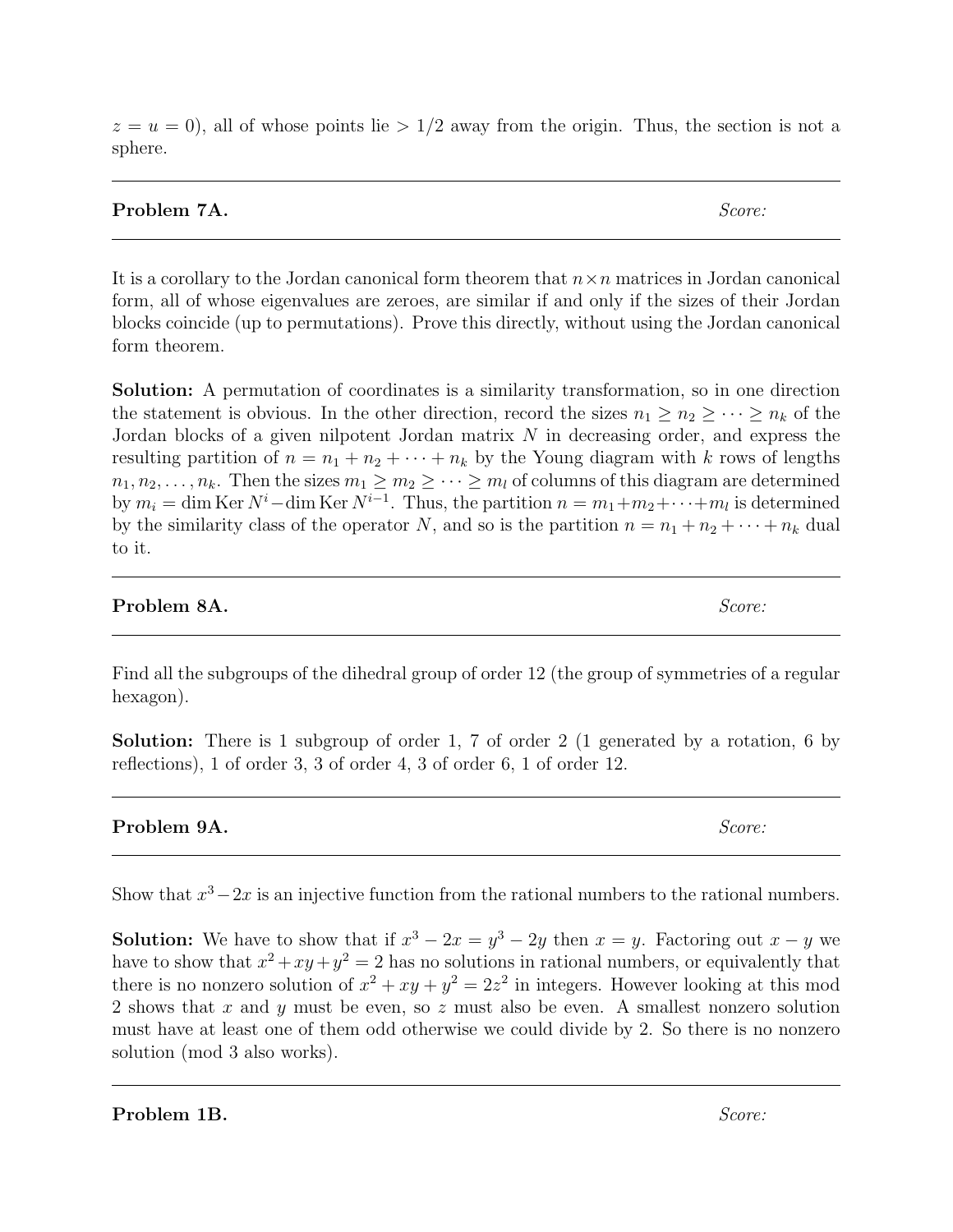$z = u = 0$), all of whose points lie $> 1/2$ away from the origin. Thus, the section is not a sphere.

---

**Problem 7A.** *Score:*

---

It is a corollary to the Jordan canonical form theorem that $n \times n$ matrices in Jordan canonical form, all of whose eigenvalues are zeroes, are similar if and only if the sizes of their Jordan blocks coincide (up to permutations). Prove this directly, without using the Jordan canonical form theorem.

**Solution:** A permutation of coordinates is a similarity transformation, so in one direction the statement is obvious. In the other direction, record the sizes $n_1 \geq n_2 \geq \cdots \geq n_k$ of the Jordan blocks of a given nilpotent Jordan matrix $N$ in decreasing order, and express the resulting partition of $n = n_1 + n_2 + \cdots + n_k$ by the Young diagram with $k$ rows of lengths $n_1, n_2, \ldots, n_k$. Then the sizes $m_1 \geq m_2 \geq \cdots \geq m_l$ of columns of this diagram are determined by $m_i = \dim \operatorname{Ker} N^i - \dim \operatorname{Ker} N^{i-1}$. Thus, the partition $n = m_1 + m_2 + \cdots + m_l$ is determined by the similarity class of the operator $N$, and so is the partition $n = n_1 + n_2 + \cdots + n_k$ dual to it.

---

**Problem 8A.** *Score:*

---

Find all the subgroups of the dihedral group of order 12 (the group of symmetries of a regular hexagon).

**Solution:** There is 1 subgroup of order 1, 7 of order 2 (1 generated by a rotation, 6 by reflections), 1 of order 3, 3 of order 4, 3 of order 6, 1 of order 12.

---

**Problem 9A.** *Score:*

---

Show that $x^3 - 2x$ is an injective function from the rational numbers to the rational numbers.

**Solution:** We have to show that if $x^3 - 2x = y^3 - 2y$ then $x = y$. Factoring out $x - y$ we have to show that $x^2 + xy + y^2 = 2$ has no solutions in rational numbers, or equivalently that there is no nonzero solution of $x^2 + xy + y^2 = 2z^2$ in integers. However looking at this mod 2 shows that $x$ and $y$ must be even, so $z$ must also be even. A smallest nonzero solution must have at least one of them odd otherwise we could divide by 2. So there is no nonzero solution (mod 3 also works).

---

**Problem 1B.** *Score:*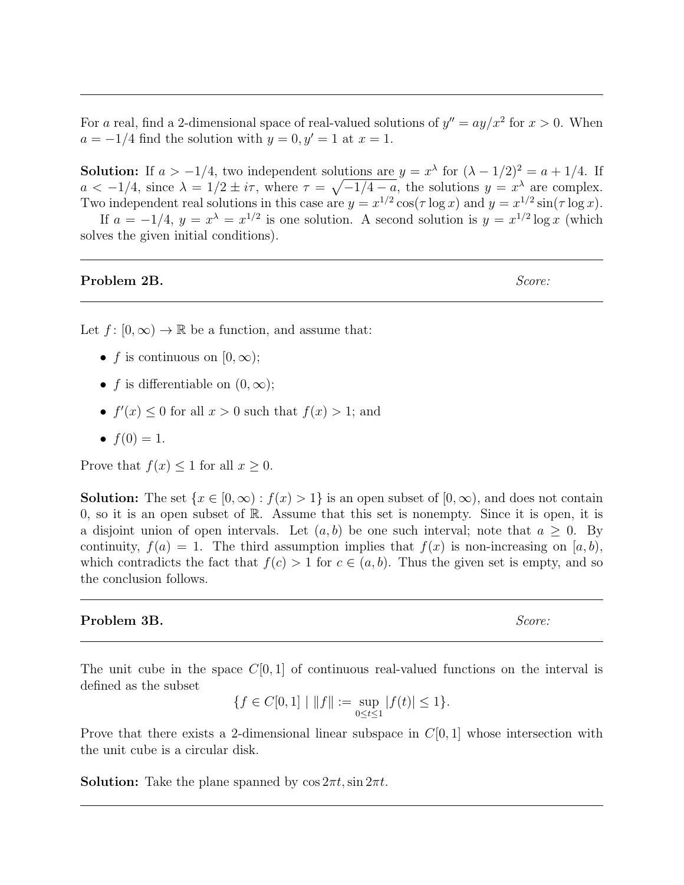For $a$ real, find a 2-dimensional space of real-valued solutions of $y'' = ay/x^2$ for $x > 0$. When $a = -1/4$ find the solution with $y = 0, y' = 1$ at $x = 1$.

**Solution:** If $a > -1/4$, two independent solutions are $y = x^\lambda$ for $(\lambda - 1/2)^2 = a + 1/4$. If $a < -1/4$, since $\lambda = 1/2 \pm i\tau$, where $\tau = \sqrt{-1/4 - a}$, the solutions $y = x^\lambda$ are complex. Two independent real solutions in this case are $y = x^{1/2}\cos(\tau \log x)$ and $y = x^{1/2}\sin(\tau \log x)$.

If $a = -1/4$, $y = x^\lambda = x^{1/2}$ is one solution. A second solution is $y = x^{1/2}\log x$ (which solves the given initial conditions).

---

**Problem 2B.** *Score:*

---

Let $f\colon [0, \infty) \to \mathbb{R}$ be a function, and assume that:

- $f$ is continuous on $[0, \infty)$;
- $f$ is differentiable on $(0, \infty)$;
- $f'(x) \le 0$ for all $x > 0$ such that $f(x) > 1$; and
- $f(0) = 1$.

Prove that $f(x) \le 1$ for all $x \ge 0$.

**Solution:** The set $\{x \in [0, \infty) : f(x) > 1\}$ is an open subset of $[0, \infty)$, and does not contain 0, so it is an open subset of $\mathbb{R}$. Assume that this set is nonempty. Since it is open, it is a disjoint union of open intervals. Let $(a, b)$ be one such interval; note that $a \ge 0$. By continuity, $f(a) = 1$. The third assumption implies that $f(x)$ is non-increasing on $[a, b)$, which contradicts the fact that $f(c) > 1$ for $c \in (a, b)$. Thus the given set is empty, and so the conclusion follows.

---

**Problem 3B.** *Score:*

---

The unit cube in the space $C[0, 1]$ of continuous real-valued functions on the interval is defined as the subset

$$\{f \in C[0, 1] \mid \|f\| := \sup_{0 \le t \le 1} |f(t)| \le 1\}.$$

Prove that there exists a 2-dimensional linear subspace in $C[0, 1]$ whose intersection with the unit cube is a circular disk.

**Solution:** Take the plane spanned by $\cos 2\pi t, \sin 2\pi t$.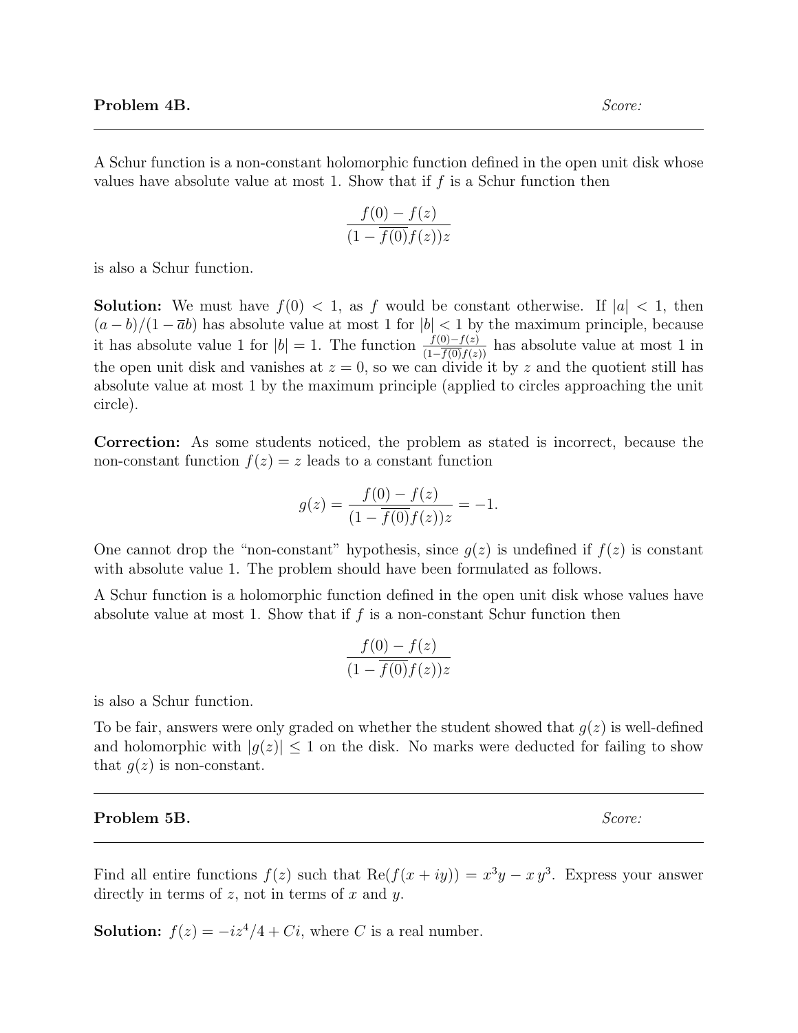**Problem 4B.** *Score:*

---

A Schur function is a non-constant holomorphic function defined in the open unit disk whose values have absolute value at most 1. Show that if $f$ is a Schur function then

$$\frac{f(0) - f(z)}{(1 - \overline{f(0)}f(z))z}$$

is also a Schur function.

**Solution:** We must have $f(0) < 1$, as $f$ would be constant otherwise. If $|a| < 1$, then $(a - b)/(1 - \overline{a}b)$ has absolute value at most 1 for $|b| < 1$ by the maximum principle, because it has absolute value 1 for $|b| = 1$. The function $\frac{f(0)-f(z)}{(1-\overline{f(0)}f(z))}$ has absolute value at most 1 in the open unit disk and vanishes at $z = 0$, so we can divide it by $z$ and the quotient still has absolute value at most 1 by the maximum principle (applied to circles approaching the unit circle).

**Correction:** As some students noticed, the problem as stated is incorrect, because the non-constant function $f(z) = z$ leads to a constant function

$$g(z) = \frac{f(0) - f(z)}{(1 - \overline{f(0)}f(z))z} = -1.$$

One cannot drop the "non-constant" hypothesis, since $g(z)$ is undefined if $f(z)$ is constant with absolute value 1. The problem should have been formulated as follows.

A Schur function is a holomorphic function defined in the open unit disk whose values have absolute value at most 1. Show that if $f$ is a non-constant Schur function then

$$\frac{f(0) - f(z)}{(1 - \overline{f(0)}f(z))z}$$

is also a Schur function.

To be fair, answers were only graded on whether the student showed that $g(z)$ is well-defined and holomorphic with $|g(z)| \leq 1$ on the disk. No marks were deducted for failing to show that $g(z)$ is non-constant.

---

**Problem 5B.** *Score:*

---

Find all entire functions $f(z)$ such that $\mathrm{Re}(f(x + iy)) = x^3y - x\,y^3$. Express your answer directly in terms of $z$, not in terms of $x$ and $y$.

**Solution:** $f(z) = -iz^4/4 + Ci$, where $C$ is a real number.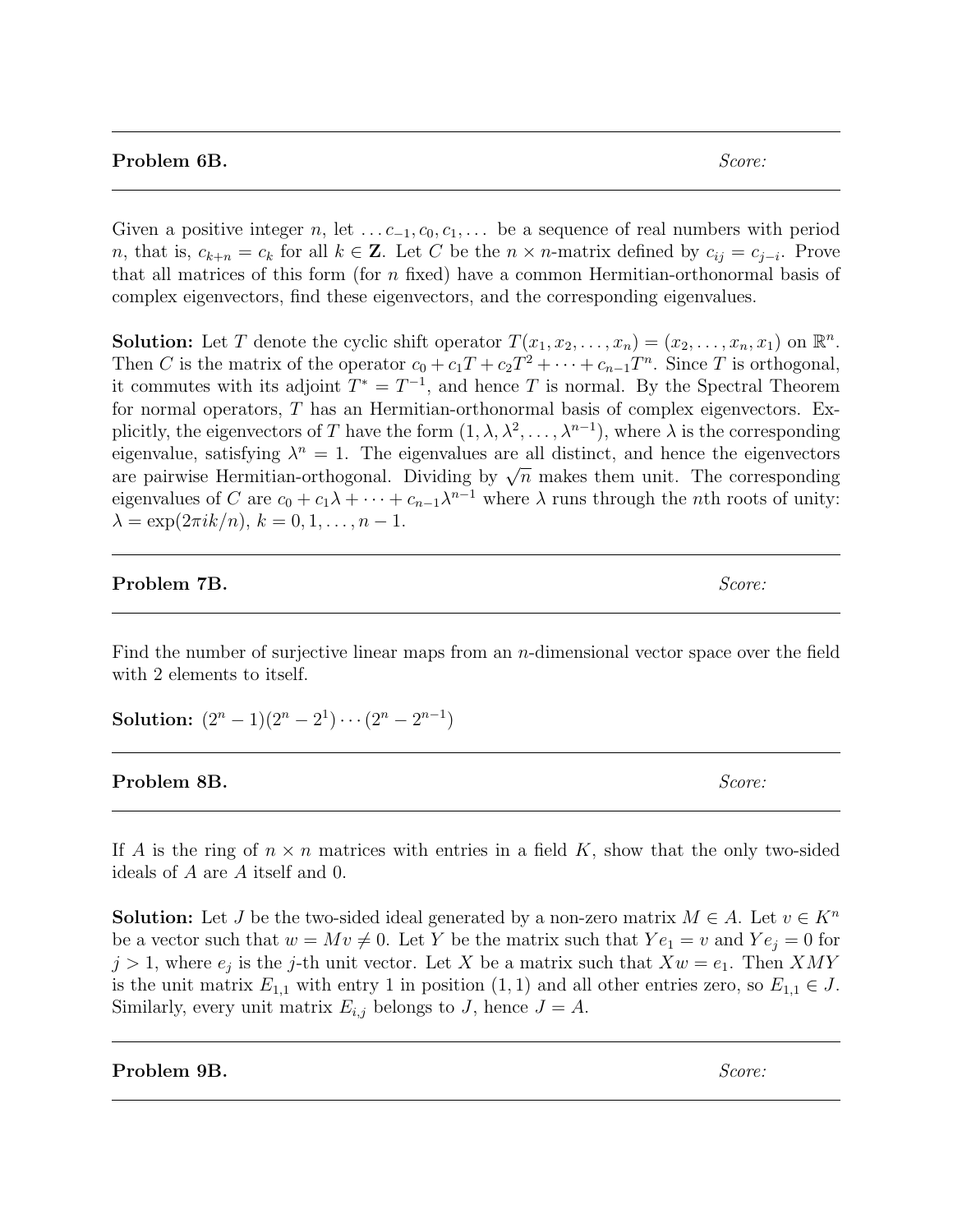**Problem 6B.** *Score:*

Given a positive integer $n$, let $\dots c_{-1}, c_0, c_1, \dots$ be a sequence of real numbers with period $n$, that is, $c_{k+n} = c_k$ for all $k \in \mathbf{Z}$. Let $C$ be the $n \times n$-matrix defined by $c_{ij} = c_{j-i}$. Prove that all matrices of this form (for $n$ fixed) have a common Hermitian-orthonormal basis of complex eigenvectors, find these eigenvectors, and the corresponding eigenvalues.

**Solution:** Let $T$ denote the cyclic shift operator $T(x_1, x_2, \dots, x_n) = (x_2, \dots, x_n, x_1)$ on $\mathbb{R}^n$. Then $C$ is the matrix of the operator $c_0 + c_1 T + c_2 T^2 + \cdots + c_{n-1} T^n$. Since $T$ is orthogonal, it commutes with its adjoint $T^* = T^{-1}$, and hence $T$ is normal. By the Spectral Theorem for normal operators, $T$ has an Hermitian-orthonormal basis of complex eigenvectors. Explicitly, the eigenvectors of $T$ have the form $(1, \lambda, \lambda^2, \dots, \lambda^{n-1})$, where $\lambda$ is the corresponding eigenvalue, satisfying $\lambda^n = 1$. The eigenvalues are all distinct, and hence the eigenvectors are pairwise Hermitian-orthogonal. Dividing by $\sqrt{n}$ makes them unit. The corresponding eigenvalues of $C$ are $c_0 + c_1\lambda + \cdots + c_{n-1}\lambda^{n-1}$ where $\lambda$ runs through the $n$th roots of unity: $\lambda = \exp(2\pi i k/n)$, $k = 0, 1, \dots, n-1$.

**Problem 7B.** *Score:*

Find the number of surjective linear maps from an $n$-dimensional vector space over the field with 2 elements to itself.

**Solution:** $(2^n - 1)(2^n - 2^1) \cdots (2^n - 2^{n-1})$

**Problem 8B.** *Score:*

If $A$ is the ring of $n \times n$ matrices with entries in a field $K$, show that the only two-sided ideals of $A$ are $A$ itself and 0.

**Solution:** Let $J$ be the two-sided ideal generated by a non-zero matrix $M \in A$. Let $v \in K^n$ be a vector such that $w = Mv \neq 0$. Let $Y$ be the matrix such that $Ye_1 = v$ and $Ye_j = 0$ for $j > 1$, where $e_j$ is the $j$-th unit vector. Let $X$ be a matrix such that $Xw = e_1$. Then $XMY$ is the unit matrix $E_{1,1}$ with entry 1 in position $(1,1)$ and all other entries zero, so $E_{1,1} \in J$. Similarly, every unit matrix $E_{i,j}$ belongs to $J$, hence $J = A$.

**Problem 9B.** *Score:*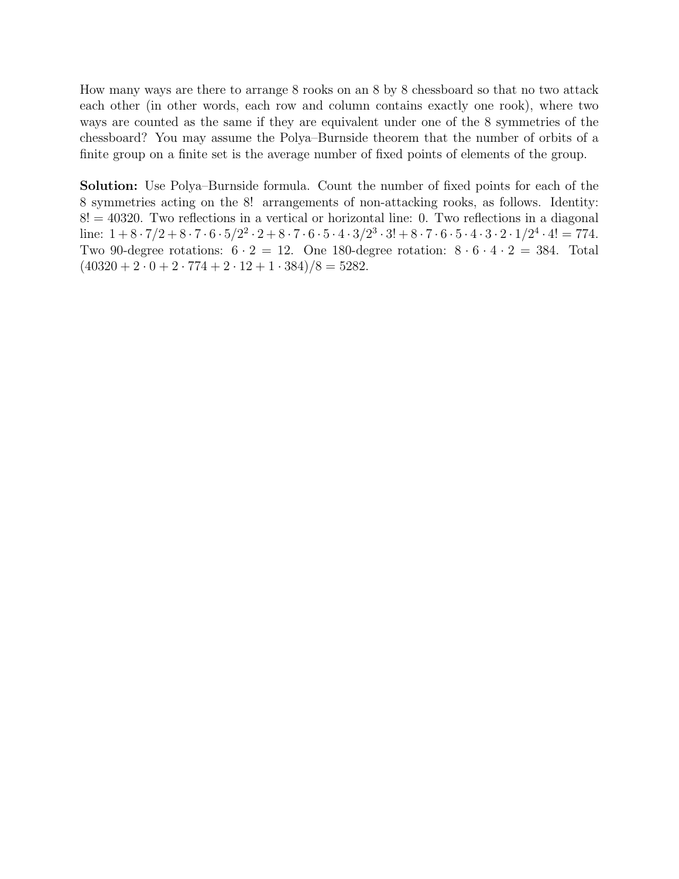How many ways are there to arrange 8 rooks on an 8 by 8 chessboard so that no two attack each other (in other words, each row and column contains exactly one rook), where two ways are counted as the same if they are equivalent under one of the 8 symmetries of the chessboard? You may assume the Polya–Burnside theorem that the number of orbits of a finite group on a finite set is the average number of fixed points of elements of the group.

**Solution:** Use Polya–Burnside formula. Count the number of fixed points for each of the 8 symmetries acting on the 8! arrangements of non-attacking rooks, as follows. Identity: $8! = 40320$. Two reflections in a vertical or horizontal line: 0. Two reflections in a diagonal line: $1 + 8 \cdot 7/2 + 8 \cdot 7 \cdot 6 \cdot 5/2^2 \cdot 2 + 8 \cdot 7 \cdot 6 \cdot 5 \cdot 4 \cdot 3/2^3 \cdot 3! + 8 \cdot 7 \cdot 6 \cdot 5 \cdot 4 \cdot 3 \cdot 2 \cdot 1/2^4 \cdot 4! = 774$. Two 90-degree rotations: $6 \cdot 2 = 12$. One 180-degree rotation: $8 \cdot 6 \cdot 4 \cdot 2 = 384$. Total $(40320 + 2 \cdot 0 + 2 \cdot 774 + 2 \cdot 12 + 1 \cdot 384)/8 = 5282$.